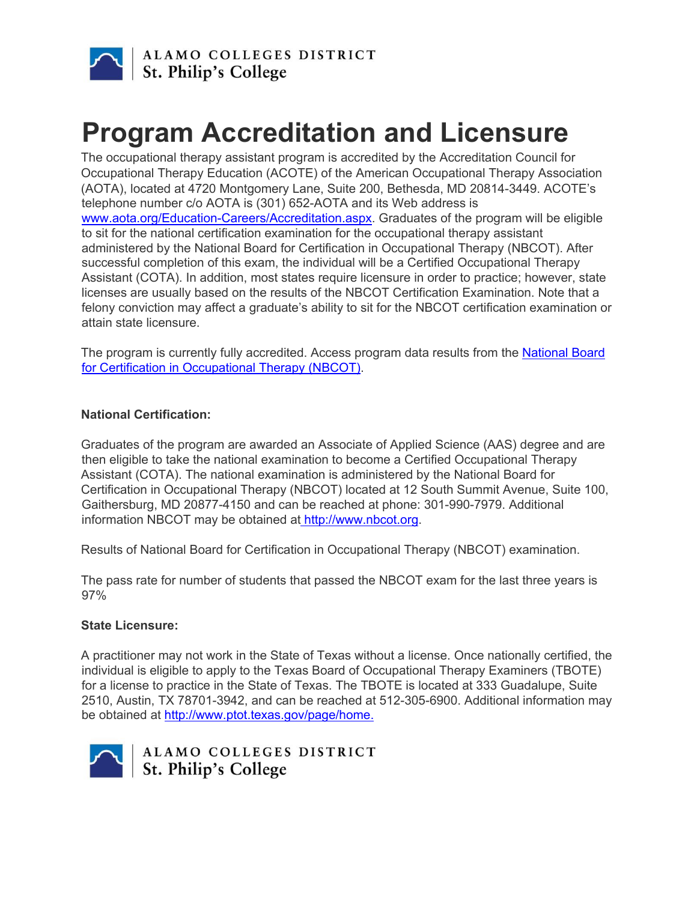# Program Accreditation and Licensure

The occupational therapy assistant program is accredited by the Accreditation Council for Occupational Therapy Education (ACOTE) of the American Occupational Therapy Association (AOTA), located at 4720 Montgomery Lane, Suite 200, Bethesda, MD 20814-3449. ACOTE's telephone number c/o AOTA is (301) 652-AOTA and its Web address is [www.aota.org/Education-Careers/Accreditation.aspx](www.aota.org/Education-Careers/Accreditation.aspx). Graduates of the program will be eligible to sit for the national certification examination for the occupational therapy assistant administered by the National Board for Certification in Occupational Therapy (NBCOT). After successful completion of this exam, the individual will be a Certified Occupational Therapy Assistant (COTA). In addition, most states require licensure in order to practice; however, state licenses are usually based on the results of the NBCOT Certification Examination. Note that a felony conviction may affect a graduate's ability to sit for the NBCOT certification examination or attain state licensure.

The program is currently fully accredited. Access program data results from the National Board for Certification in Occupational Therapy (NBCOT).

**National Certification:**

Graduates of the program are awarded an Associate of Applied Science (AAS) degree and are then eligible to take the national examination to become a Certified Occupational Therapy Assistant (COTA). The national examination is administered by the National Board for Certification in Occupational Therapy (NBCOT) located at 12 South Summit Avenue, Suite 100, Gaithersburg, MD 20877-4150 and can be reached at phone: 301-990-7979. Additional information NBCOT may be obtained at [http://www.nbcot.org](http://www.nbcot.org).

Results of National Board for Certification in Occupational Therapy (NBCOT) examination.

The pass rate for number of students that passed the NBCOT exam for the last three years is 97%

**State Licensure:**

A practitioner may not work in the State of Texas without a license. Once nationally certified, the individual is eligible to apply to the Texas Board of Occupational Therapy Examiners (TBOTE) for a license to practice in the State of Texas. The TBOTE is located at 333 Guadalupe, Suite 2510, Austin, TX 78701-3942, and can be reached at 512-305-6900. Additional information may be obtained at [http://www.ptot.texas.gov/page/home.](http://www.ptot.texas.gov/page/home)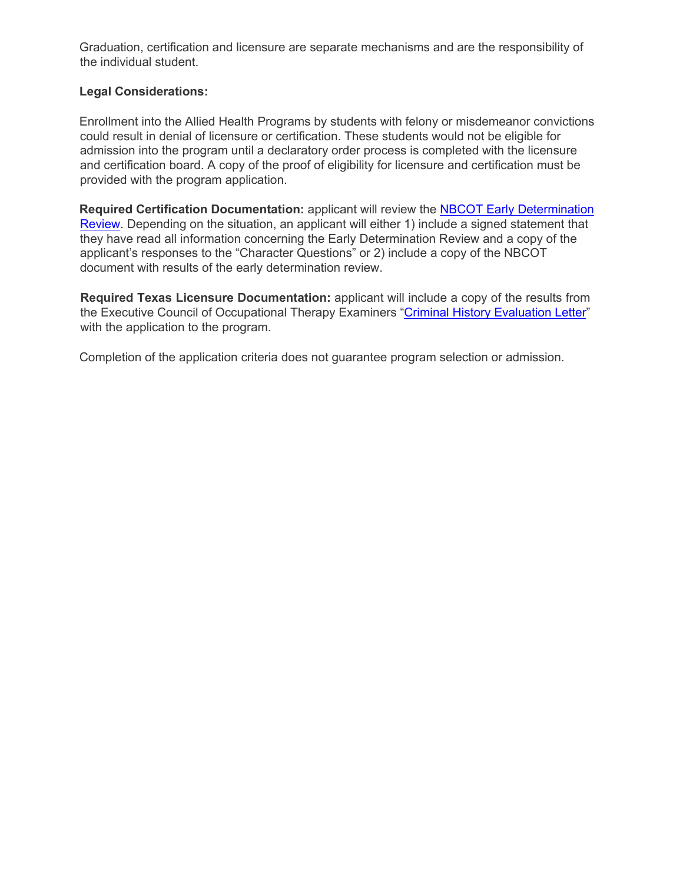Graduation, certification and licensure are separate mechanisms and are the responsibility of the individual student.

**Legal Considerations:**

Enrollment into the Allied Health Programs by students with felony or misdemeanor convictions could result in denial of licensure or certification. These students would not be eligible for admission into the program until a declaratory order process is completed with the licensure and certification board. A copy of the proof of eligibility for licensure and certification must be provided with the program application.

**Required Certification Documentation:** applicant will review the NBCOT Early Determination Review. Depending on the situation, an applicant will either 1) include a signed statement that they have read all information concerning the Early Determination Review and a copy of the applicant's responses to the "Character Questions" or 2) include a copy of the NBCOT document with results of the early determination review.

**Required Texas Licensure Documentation:** applicant will include a copy of the results from the Executive Council of Occupational Therapy Examiners "Criminal History Evaluation Letter" with the application to the program.

Completion of the application criteria does not guarantee program selection or admission.